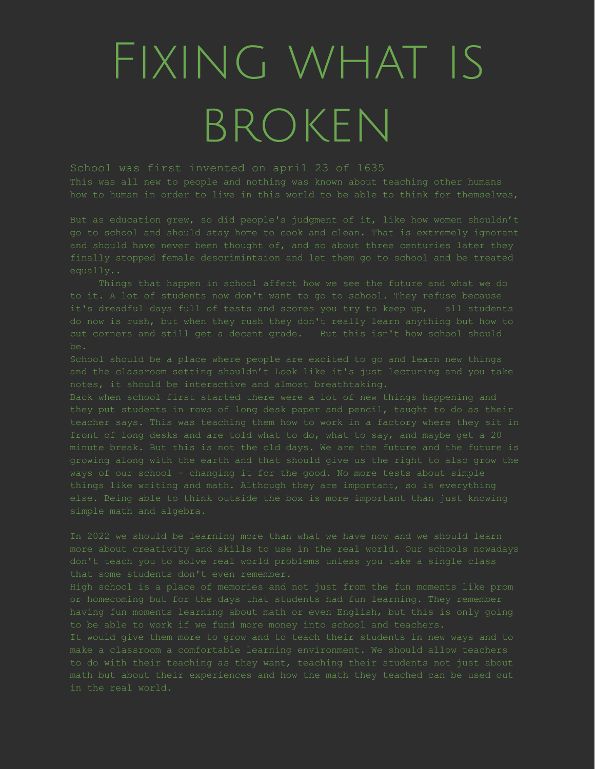# Fixing what is broken

School was first invented on april 23 of 1635

This was all new to people and nothing was known about teaching other humans how to human in order to live in this world to be able to think for themselves,

But as education grew, so did people's judgment of it, like how women shouldn't go to school and should stay home to cook and clean. That is extremely ignorant and should have never been thought of, and so about three centuries later they finally stopped female descrimintaion and let them go to school and be treated equally..

Things that happen in school affect how we see the future and what we do to it. A lot of students now don't want to go to school. They refuse because it's dreadful days full of tests and scores you try to keep up, all students do now is rush, but when they rush they don't really learn anything but how to cut corners and still get a decent grade. But this isn't how school should be.

School should be a place where people are excited to go and learn new things and the classroom setting shouldn't Look like it's just lecturing and you take notes, it should be interactive and almost breathtaking.

Back when school first started there were a lot of new things happening and they put students in rows of long desk paper and pencil, taught to do as their teacher says. This was teaching them how to work in a factory where they sit in front of long desks and are told what to do, what to say, and maybe get a 20 minute break. But this is not the old days. We are the future and the future is growing along with the earth and that should give us the right to also grow the ways of our school - changing it for the good. No more tests about simple things like writing and math. Although they are important, so is everything else. Being able to think outside the box is more important than just knowing simple math and algebra.

In 2022 we should be learning more than what we have now and we should learn more about creativity and skills to use in the real world. Our schools nowadays don't teach you to solve real world problems unless you take a single class that some students don't even remember.

High school is a place of memories and not just from the fun moments like prom or homecoming but for the days that students had fun learning. They remember having fun moments learning about math or even English, but this is only going to be able to work if we fund more money into school and teachers.

It would give them more to grow and to teach their students in new ways and to make a classroom a comfortable learning environment. We should allow teachers to do with their teaching as they want, teaching their students not just about math but about their experiences and how the math they teached can be used out in the real world.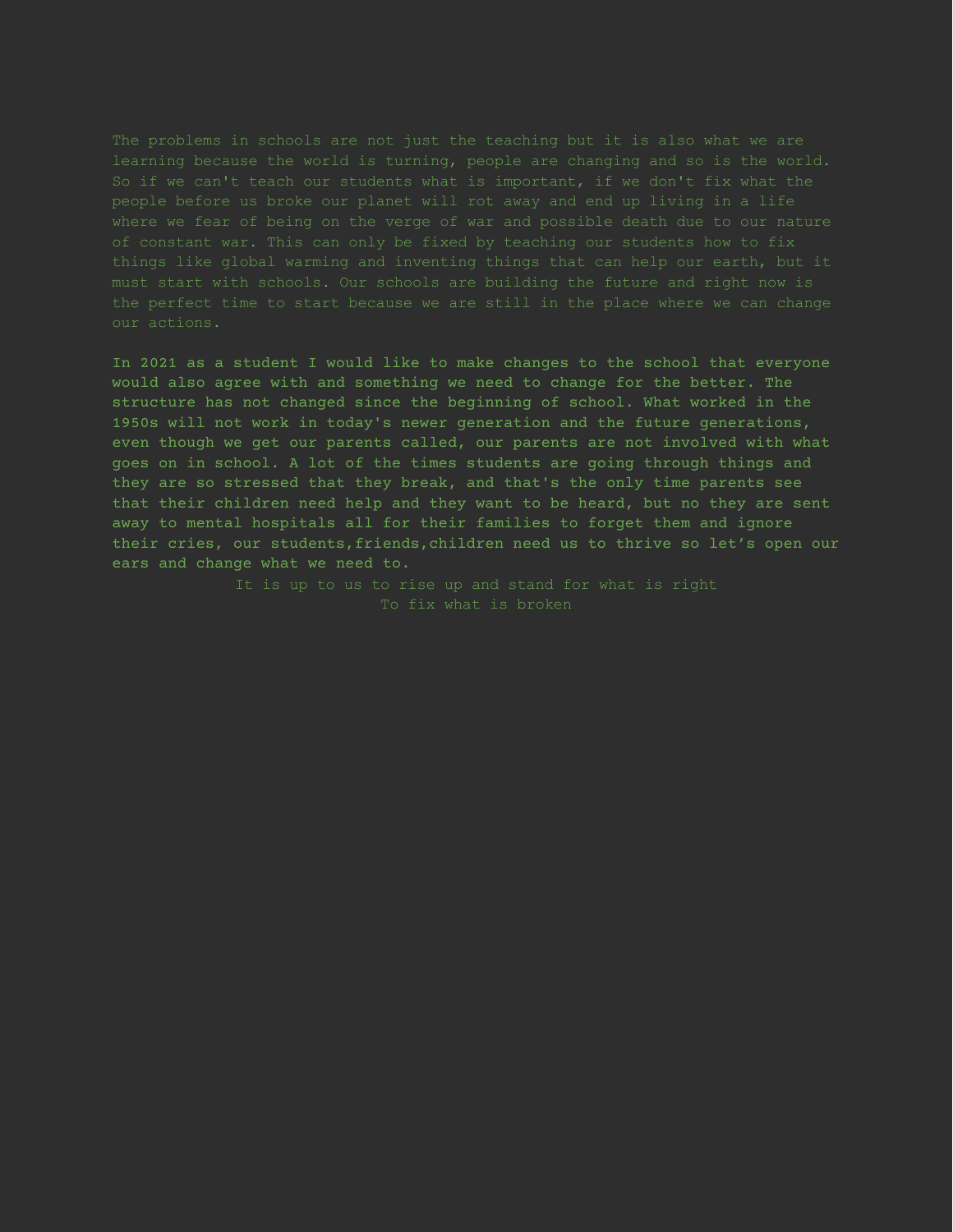The problems in schools are not just the teaching but it is also what we are learning because the world is turning, people are changing and so is the world. So if we can't teach our students what is important, if we don't fix what the people before us broke our planet will rot away and end up living in a life where we fear of being on the verge of war and possible death due to our nature of constant war. This can only be fixed by teaching our students how to fix things like global warming and inventing things that can help our earth, but it must start with schools. Our schools are building the future and right now is the perfect time to start because we are still in the place where we can change our actions.

In 2021 as a student I would like to make changes to the school that everyone would also agree with and something we need to change for the better. The structure has not changed since the beginning of school. What worked in the 1950s will not work in today's newer generation and the future generations, even though we get our parents called, our parents are not involved with what goes on in school. A lot of the times students are going through things and they are so stressed that they break, and that's the only time parents see that their children need help and they want to be heard, but no they are sent away to mental hospitals all for their families to forget them and ignore their cries, our students,friends,children need us to thrive so let's open our ears and change what we need to.

It is up to us to rise up and stand for what is right
To fix what is broken